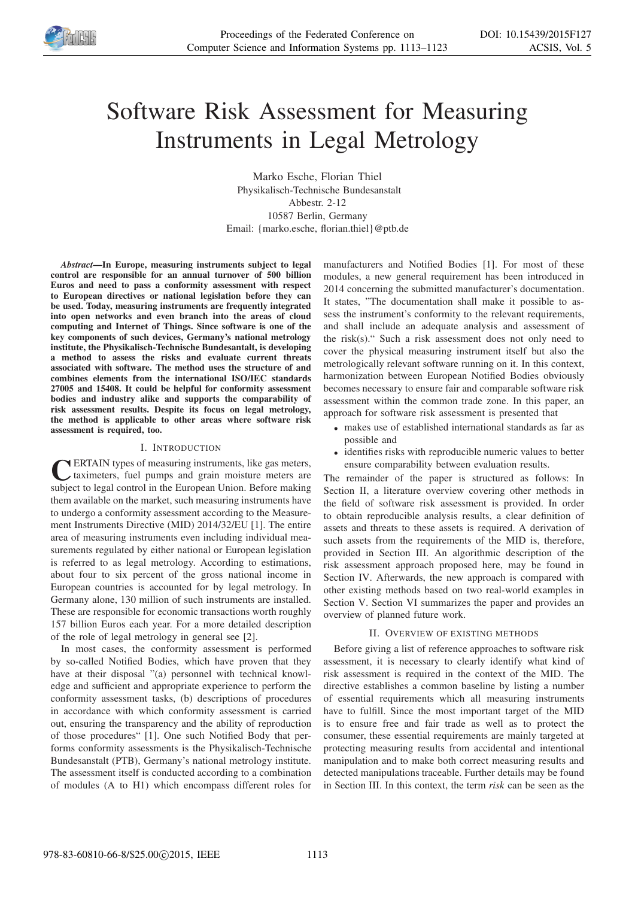# Software Risk Assessment for Measuring Instruments in Legal Metrology

Marko Esche, Florian Thiel
Physikalisch-Technische Bundesanstalt
Abbestr. 2-12
10587 Berlin, Germany
Email: {marko.esche, florian.thiel}@ptb.de

***Abstract*—In Europe, measuring instruments subject to legal control are responsible for an annual turnover of 500 billion Euros and need to pass a conformity assessment with respect to European directives or national legislation before they can be used. Today, measuring instruments are frequently integrated into open networks and even branch into the areas of cloud computing and Internet of Things. Since software is one of the key components of such devices, Germany's national metrology institute, the Physikalisch-Technische Bundesantalt, is developing a method to assess the risks and evaluate current threats associated with software. The method uses the structure of and combines elements from the international ISO/IEC standards 27005 and 15408. It could be helpful for conformity assessment bodies and industry alike and supports the comparability of risk assessment results. Despite its focus on legal metrology, the method is applicable to other areas where software risk assessment is required, too.**

## I. Introduction

CERTAIN types of measuring instruments, like gas meters, taximeters, fuel pumps and grain moisture meters are subject to legal control in the European Union. Before making them available on the market, such measuring instruments have to undergo a conformity assessment according to the Measurement Instruments Directive (MID) 2014/32/EU [1]. The entire area of measuring instruments even including individual measurements regulated by either national or European legislation is referred to as legal metrology. According to estimations, about four to six percent of the gross national income in European countries is accounted for by legal metrology. In Germany alone, 130 million of such instruments are installed. These are responsible for economic transactions worth roughly 157 billion Euros each year. For a more detailed description of the role of legal metrology in general see [2].

In most cases, the conformity assessment is performed by so-called Notified Bodies, which have proven that they have at their disposal "(a) personnel with technical knowledge and sufficient and appropriate experience to perform the conformity assessment tasks, (b) descriptions of procedures in accordance with which conformity assessment is carried out, ensuring the transparency and the ability of reproduction of those procedures" [1]. One such Notified Body that performs conformity assessments is the Physikalisch-Technische Bundesanstalt (PTB), Germany's national metrology institute. The assessment itself is conducted according to a combination of modules (A to H1) which encompass different roles for manufacturers and Notified Bodies [1]. For most of these modules, a new general requirement has been introduced in 2014 concerning the submitted manufacturer's documentation. It states, "The documentation shall make it possible to assess the instrument's conformity to the relevant requirements, and shall include an adequate analysis and assessment of the risk(s)." Such a risk assessment does not only need to cover the physical measuring instrument itself but also the metrologically relevant software running on it. In this context, harmonization between European Notified Bodies obviously becomes necessary to ensure fair and comparable software risk assessment within the common trade zone. In this paper, an approach for software risk assessment is presented that

- makes use of established international standards as far as possible and
- identifies risks with reproducible numeric values to better ensure comparability between evaluation results.

The remainder of the paper is structured as follows: In Section II, a literature overview covering other methods in the field of software risk assessment is provided. In order to obtain reproducible analysis results, a clear definition of assets and threats to these assets is required. A derivation of such assets from the requirements of the MID is, therefore, provided in Section III. An algorithmic description of the risk assessment approach proposed here, may be found in Section IV. Afterwards, the new approach is compared with other existing methods based on two real-world examples in Section V. Section VI summarizes the paper and provides an overview of planned future work.

## II. Overview of Existing Methods

Before giving a list of reference approaches to software risk assessment, it is necessary to clearly identify what kind of risk assessment is required in the context of the MID. The directive establishes a common baseline by listing a number of essential requirements which all measuring instruments have to fulfill. Since the most important target of the MID is to ensure free and fair trade as well as to protect the consumer, these essential requirements are mainly targeted at protecting measuring results from accidental and intentional manipulation and to make both correct measuring results and detected manipulations traceable. Further details may be found in Section III. In this context, the term *risk* can be seen as the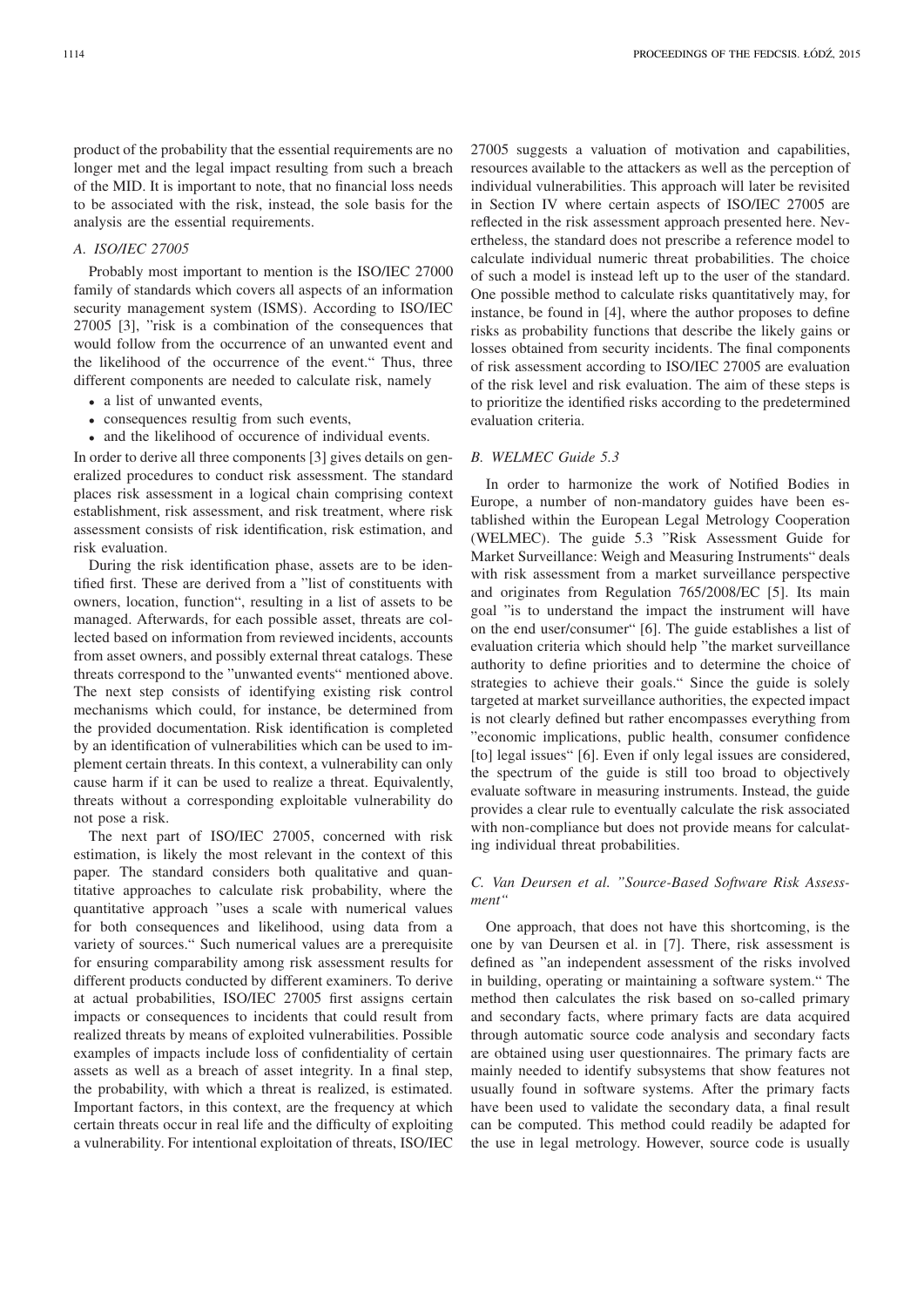product of the probability that the essential requirements are no longer met and the legal impact resulting from such a breach of the MID. It is important to note, that no financial loss needs to be associated with the risk, instead, the sole basis for the analysis are the essential requirements.

### A. ISO/IEC 27005

Probably most important to mention is the ISO/IEC 27000 family of standards which covers all aspects of an information security management system (ISMS). According to ISO/IEC 27005 [3], "risk is a combination of the consequences that would follow from the occurrence of an unwanted event and the likelihood of the occurrence of the event." Thus, three different components are needed to calculate risk, namely

- a list of unwanted events,
- consequences resultig from such events,
- and the likelihood of occurence of individual events.

In order to derive all three components [3] gives details on generalized procedures to conduct risk assessment. The standard places risk assessment in a logical chain comprising context establishment, risk assessment, and risk treatment, where risk assessment consists of risk identification, risk estimation, and risk evaluation.

During the risk identification phase, assets are to be identified first. These are derived from a "list of constituents with owners, location, function", resulting in a list of assets to be managed. Afterwards, for each possible asset, threats are collected based on information from reviewed incidents, accounts from asset owners, and possibly external threat catalogs. These threats correspond to the "unwanted events" mentioned above. The next step consists of identifying existing risk control mechanisms which could, for instance, be determined from the provided documentation. Risk identification is completed by an identification of vulnerabilities which can be used to implement certain threats. In this context, a vulnerability can only cause harm if it can be used to realize a threat. Equivalently, threats without a corresponding exploitable vulnerability do not pose a risk.

The next part of ISO/IEC 27005, concerned with risk estimation, is likely the most relevant in the context of this paper. The standard considers both qualitative and quantitative approaches to calculate risk probability, where the quantitative approach "uses a scale with numerical values for both consequences and likelihood, using data from a variety of sources." Such numerical values are a prerequisite for ensuring comparability among risk assessment results for different products conducted by different examiners. To derive at actual probabilities, ISO/IEC 27005 first assigns certain impacts or consequences to incidents that could result from realized threats by means of exploited vulnerabilities. Possible examples of impacts include loss of confidentiality of certain assets as well as a breach of asset integrity. In a final step, the probability, with which a threat is realized, is estimated. Important factors, in this context, are the frequency at which certain threats occur in real life and the difficulty of exploiting a vulnerability. For intentional exploitation of threats, ISO/IEC 27005 suggests a valuation of motivation and capabilities, resources available to the attackers as well as the perception of individual vulnerabilities. This approach will later be revisited in Section IV where certain aspects of ISO/IEC 27005 are reflected in the risk assessment approach presented here. Nevertheless, the standard does not prescribe a reference model to calculate individual numeric threat probabilities. The choice of such a model is instead left up to the user of the standard. One possible method to calculate risks quantitatively may, for instance, be found in [4], where the author proposes to define risks as probability functions that describe the likely gains or losses obtained from security incidents. The final components of risk assessment according to ISO/IEC 27005 are evaluation of the risk level and risk evaluation. The aim of these steps is to prioritize the identified risks according to the predetermined evaluation criteria.

### B. WELMEC Guide 5.3

In order to harmonize the work of Notified Bodies in Europe, a number of non-mandatory guides have been established within the European Legal Metrology Cooperation (WELMEC). The guide 5.3 "Risk Assessment Guide for Market Surveillance: Weigh and Measuring Instruments" deals with risk assessment from a market surveillance perspective and originates from Regulation 765/2008/EC [5]. Its main goal "is to understand the impact the instrument will have on the end user/consumer" [6]. The guide establishes a list of evaluation criteria which should help "the market surveillance authority to define priorities and to determine the choice of strategies to achieve their goals." Since the guide is solely targeted at market surveillance authorities, the expected impact is not clearly defined but rather encompasses everything from "economic implications, public health, consumer confidence [to] legal issues" [6]. Even if only legal issues are considered, the spectrum of the guide is still too broad to objectively evaluate software in measuring instruments. Instead, the guide provides a clear rule to eventually calculate the risk associated with non-compliance but does not provide means for calculating individual threat probabilities.

### C. Van Deursen et al. "Source-Based Software Risk Assessment"

One approach, that does not have this shortcoming, is the one by van Deursen et al. in [7]. There, risk assessment is defined as "an independent assessment of the risks involved in building, operating or maintaining a software system." The method then calculates the risk based on so-called primary and secondary facts, where primary facts are data acquired through automatic source code analysis and secondary facts are obtained using user questionnaires. The primary facts are mainly needed to identify subsystems that show features not usually found in software systems. After the primary facts have been used to validate the secondary data, a final result can be computed. This method could readily be adapted for the use in legal metrology. However, source code is usually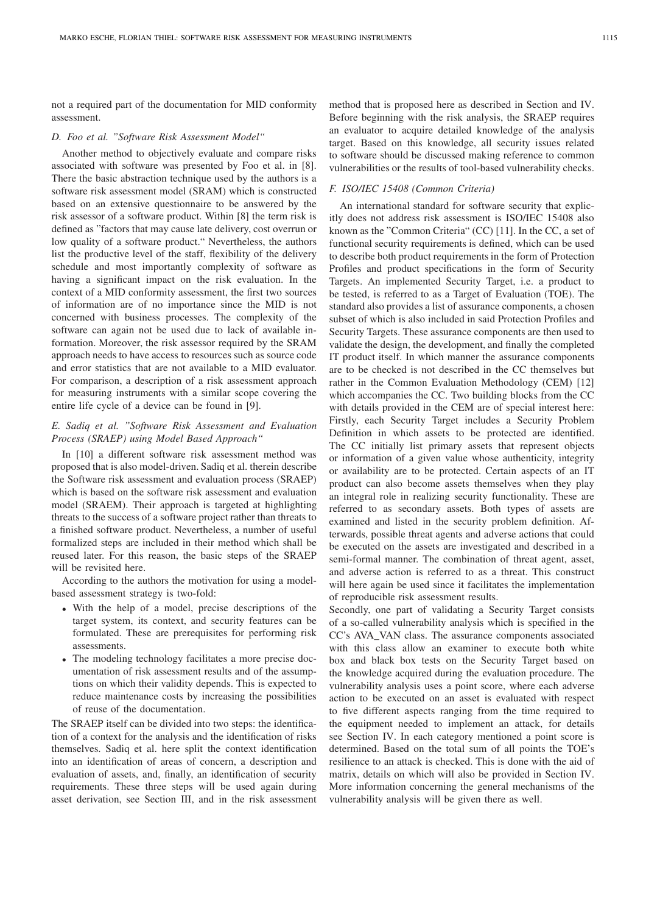not a required part of the documentation for MID conformity assessment.

### D. Foo et al. "Software Risk Assessment Model"

Another method to objectively evaluate and compare risks associated with software was presented by Foo et al. in [8]. There the basic abstraction technique used by the authors is a software risk assessment model (SRAM) which is constructed based on an extensive questionnaire to be answered by the risk assessor of a software product. Within [8] the term risk is defined as "factors that may cause late delivery, cost overrun or low quality of a software product." Nevertheless, the authors list the productive level of the staff, flexibility of the delivery schedule and most importantly complexity of software as having a significant impact on the risk evaluation. In the context of a MID conformity assessment, the first two sources of information are of no importance since the MID is not concerned with business processes. The complexity of the software can again not be used due to lack of available information. Moreover, the risk assessor required by the SRAM approach needs to have access to resources such as source code and error statistics that are not available to a MID evaluator. For comparison, a description of a risk assessment approach for measuring instruments with a similar scope covering the entire life cycle of a device can be found in [9].

### E. Sadiq et al. "Software Risk Assessment and Evaluation Process (SRAEP) using Model Based Approach"

In [10] a different software risk assessment method was proposed that is also model-driven. Sadiq et al. therein describe the Software risk assessment and evaluation process (SRAEP) which is based on the software risk assessment and evaluation model (SRAEM). Their approach is targeted at highlighting threats to the success of a software project rather than threats to a finished software product. Nevertheless, a number of useful formalized steps are included in their method which shall be reused later. For this reason, the basic steps of the SRAEP will be revisited here.

According to the authors the motivation for using a model-based assessment strategy is two-fold:

- With the help of a model, precise descriptions of the target system, its context, and security features can be formulated. These are prerequisites for performing risk assessments.
- The modeling technology facilitates a more precise documentation of risk assessment results and of the assumptions on which their validity depends. This is expected to reduce maintenance costs by increasing the possibilities of reuse of the documentation.

The SRAEP itself can be divided into two steps: the identification of a context for the analysis and the identification of risks themselves. Sadiq et al. here split the context identification into an identification of areas of concern, a description and evaluation of assets, and, finally, an identification of security requirements. These three steps will be used again during asset derivation, see Section III, and in the risk assessment method that is proposed here as described in Section and IV. Before beginning with the risk analysis, the SRAEP requires an evaluator to acquire detailed knowledge of the analysis target. Based on this knowledge, all security issues related to software should be discussed making reference to common vulnerabilities or the results of tool-based vulnerability checks.

### F. ISO/IEC 15408 (Common Criteria)

An international standard for software security that explicitly does not address risk assessment is ISO/IEC 15408 also known as the "Common Criteria" (CC) [11]. In the CC, a set of functional security requirements is defined, which can be used to describe both product requirements in the form of Protection Profiles and product specifications in the form of Security Targets. An implemented Security Target, i.e. a product to be tested, is referred to as a Target of Evaluation (TOE). The standard also provides a list of assurance components, a chosen subset of which is also included in said Protection Profiles and Security Targets. These assurance components are then used to validate the design, the development, and finally the completed IT product itself. In which manner the assurance components are to be checked is not described in the CC themselves but rather in the Common Evaluation Methodology (CEM) [12] which accompanies the CC. Two building blocks from the CC with details provided in the CEM are of special interest here: Firstly, each Security Target includes a Security Problem Definition in which assets to be protected are identified. The CC initially list primary assets that represent objects or information of a given value whose authenticity, integrity or availability are to be protected. Certain aspects of an IT product can also become assets themselves when they play an integral role in realizing security functionality. These are referred to as secondary assets. Both types of assets are examined and listed in the security problem definition. Afterwards, possible threat agents and adverse actions that could be executed on the assets are investigated and described in a semi-formal manner. The combination of threat agent, asset, and adverse action is referred to as a threat. This construct will here again be used since it facilitates the implementation of reproducible risk assessment results.

Secondly, one part of validating a Security Target consists of a so-called vulnerability analysis which is specified in the CC's AVA_VAN class. The assurance components associated with this class allow an examiner to execute both white box and black box tests on the Security Target based on the knowledge acquired during the evaluation procedure. The vulnerability analysis uses a point score, where each adverse action to be executed on an asset is evaluated with respect to five different aspects ranging from the time required to the equipment needed to implement an attack, for details see Section IV. In each category mentioned a point score is determined. Based on the total sum of all points the TOE's resilience to an attack is checked. This is done with the aid of matrix, details on which will also be provided in Section IV. More information concerning the general mechanisms of the vulnerability analysis will be given there as well.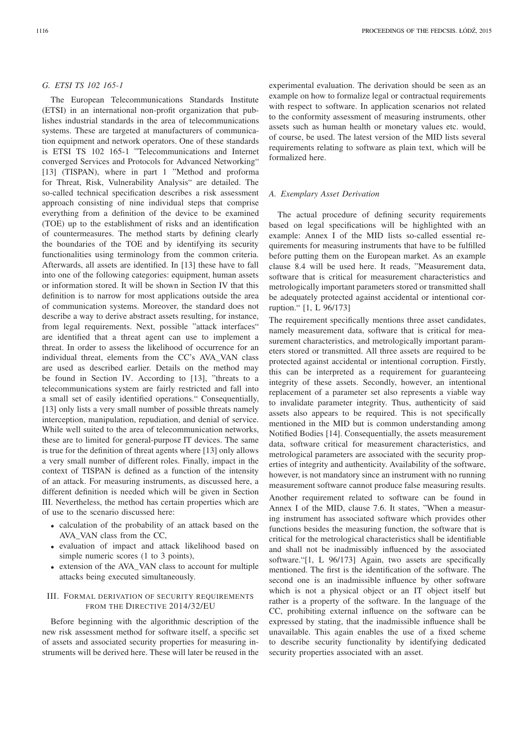### G. ETSI TS 102 165-1

The European Telecommunications Standards Institute (ETSI) in an international non-profit organization that publishes industrial standards in the area of telecommunications systems. These are targeted at manufacturers of communication equipment and network operators. One of these standards is ETSI TS 102 165-1 "Telecommunications and Internet converged Services and Protocols for Advanced Networking" [13] (TISPAN), where in part 1 "Method and proforma for Threat, Risk, Vulnerability Analysis" are detailed. The so-called technical specification describes a risk assessment approach consisting of nine individual steps that comprise everything from a definition of the device to be examined (TOE) up to the establishment of risks and an identification of countermeasures. The method starts by defining clearly the boundaries of the TOE and by identifying its security functionalities using terminology from the common criteria. Afterwards, all assets are identified. In [13] these have to fall into one of the following categories: equipment, human assets or information stored. It will be shown in Section IV that this definition is to narrow for most applications outside the area of communication systems. Moreover, the standard does not describe a way to derive abstract assets resulting, for instance, from legal requirements. Next, possible "attack interfaces" are identified that a threat agent can use to implement a threat. In order to assess the likelihood of occurrence for an individual threat, elements from the CC's AVA_VAN class are used as described earlier. Details on the method may be found in Section IV. According to [13], "threats to a telecommunications system are fairly restricted and fall into a small set of easily identified operations." Consequentially, [13] only lists a very small number of possible threats namely interception, manipulation, repudiation, and denial of service. While well suited to the area of telecommunication networks, these are to limited for general-purpose IT devices. The same is true for the definition of threat agents where [13] only allows a very small number of different roles. Finally, impact in the context of TISPAN is defined as a function of the intensity of an attack. For measuring instruments, as discussed here, a different definition is needed which will be given in Section III. Nevertheless, the method has certain properties which are of use to the scenario discussed here:

- calculation of the probability of an attack based on the AVA_VAN class from the CC,
- evaluation of impact and attack likelihood based on simple numeric scores (1 to 3 points),
- extension of the AVA_VAN class to account for multiple attacks being executed simultaneously.

## III. Formal derivation of security requirements from the Directive 2014/32/EU

Before beginning with the algorithmic description of the new risk assessment method for software itself, a specific set of assets and associated security properties for measuring instruments will be derived here. These will later be reused in the experimental evaluation. The derivation should be seen as an example on how to formalize legal or contractual requirements with respect to software. In application scenarios not related to the conformity assessment of measuring instruments, other assets such as human health or monetary values etc. would, of course, be used. The latest version of the MID lists several requirements relating to software as plain text, which will be formalized here.

### A. Exemplary Asset Derivation

The actual procedure of defining security requirements based on legal specifications will be highlighted with an example: Annex I of the MID lists so-called essential requirements for measuring instruments that have to be fulfilled before putting them on the European market. As an example clause 8.4 will be used here. It reads, "Measurement data, software that is critical for measurement characteristics and metrologically important parameters stored or transmitted shall be adequately protected against accidental or intentional corruption." [1, L 96/173]

The requirement specifically mentions three asset candidates, namely measurement data, software that is critical for measurement characteristics, and metrologically important parameters stored or transmitted. All three assets are required to be protected against accidental or intentional corruption. Firstly, this can be interpreted as a requirement for guaranteeing integrity of these assets. Secondly, however, an intentional replacement of a parameter set also represents a viable way to invalidate parameter integrity. Thus, authenticity of said assets also appears to be required. This is not specifically mentioned in the MID but is common understanding among Notified Bodies [14]. Consequentially, the assets measurement data, software critical for measurement characteristics, and metrological parameters are associated with the security properties of integrity and authenticity. Availability of the software, however, is not mandatory since an instrument with no running measurement software cannot produce false measuring results.

Another requirement related to software can be found in Annex I of the MID, clause 7.6. It states, "When a measuring instrument has associated software which provides other functions besides the measuring function, the software that is critical for the metrological characteristics shall be identifiable and shall not be inadmissibly influenced by the associated software."[1, L 96/173] Again, two assets are specifically mentioned. The first is the identification of the software. The second one is an inadmissible influence by other software which is not a physical object or an IT object itself but rather is a property of the software. In the language of the CC, prohibiting external influence on the software can be expressed by stating, that the inadmissible influence shall be unavailable. This again enables the use of a fixed scheme to describe security functionality by identifying dedicated security properties associated with an asset.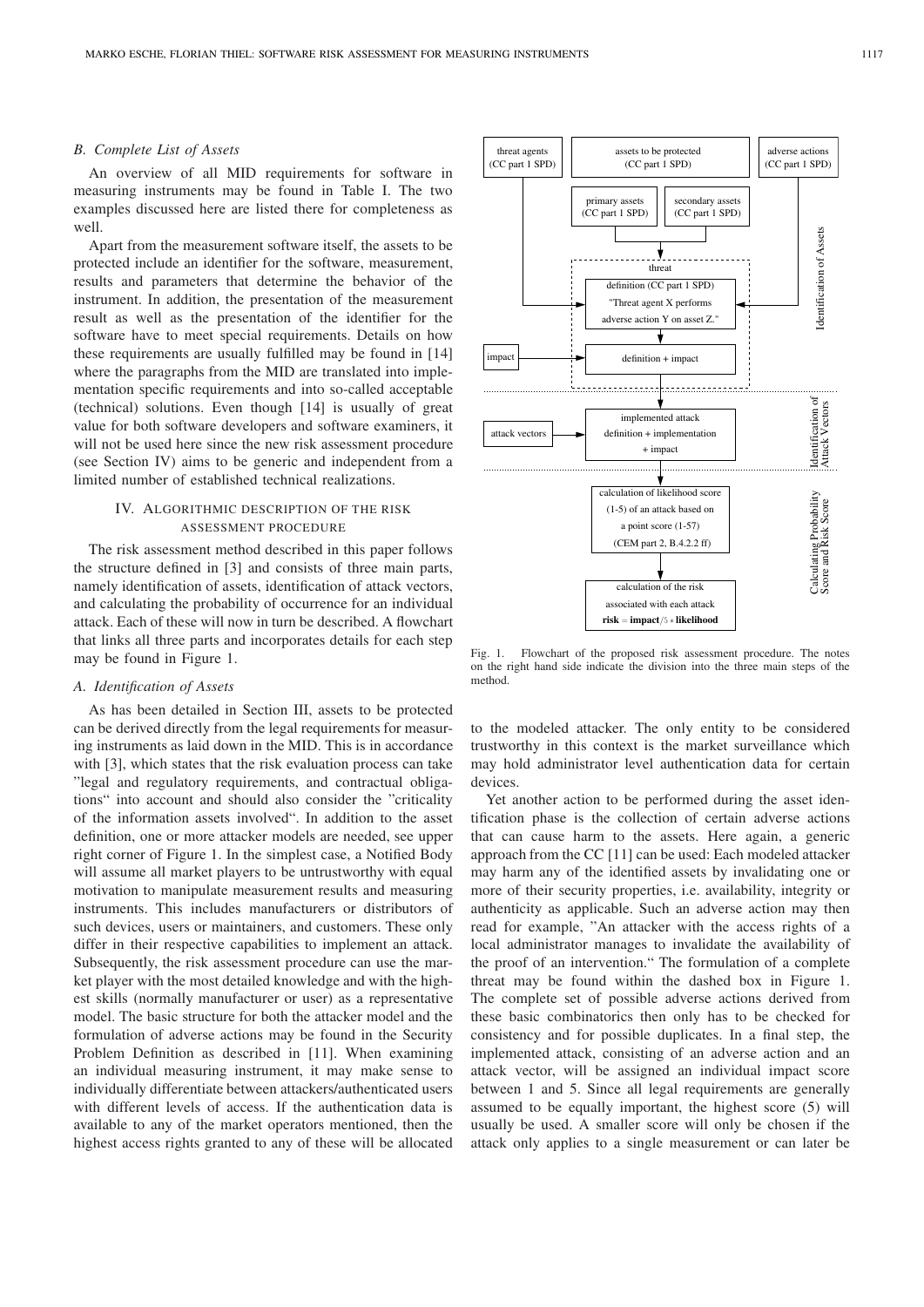### B. Complete List of Assets

An overview of all MID requirements for software in measuring instruments may be found in Table I. The two examples discussed here are listed there for completeness as well.

Apart from the measurement software itself, the assets to be protected include an identifier for the software, measurement, results and parameters that determine the behavior of the instrument. In addition, the presentation of the measurement result as well as the presentation of the identifier for the software have to meet special requirements. Details on how these requirements are usually fulfilled may be found in [14] where the paragraphs from the MID are translated into implementation specific requirements and into so-called acceptable (technical) solutions. Even though [14] is usually of great value for both software developers and software examiners, it will not be used here since the new risk assessment procedure (see Section IV) aims to be generic and independent from a limited number of established technical realizations.

## IV. Algorithmic Description of the Risk Assessment Procedure

The risk assessment method described in this paper follows the structure defined in [3] and consists of three main parts, namely identification of assets, identification of attack vectors, and calculating the probability of occurrence for an individual attack. Each of these will now in turn be described. A flowchart that links all three parts and incorporates details for each step may be found in Figure 1.

### A. Identification of Assets

As has been detailed in Section III, assets to be protected can be derived directly from the legal requirements for measuring instruments as laid down in the MID. This is in accordance with [3], which states that the risk evaluation process can take "legal and regulatory requirements, and contractual obligations" into account and should also consider the "criticality of the information assets involved". In addition to the asset definition, one or more attacker models are needed, see upper right corner of Figure 1. In the simplest case, a Notified Body will assume all market players to be untrustworthy with equal motivation to manipulate measurement results and measuring instruments. This includes manufacturers or distributors of such devices, users or maintainers, and customers. These only differ in their respective capabilities to implement an attack. Subsequently, the risk assessment procedure can use the market player with the most detailed knowledge and with the highest skills (normally manufacturer or user) as a representative model. The basic structure for both the attacker model and the formulation of adverse actions may be found in the Security Problem Definition as described in [11]. When examining an individual measuring instrument, it may make sense to individually differentiate between attackers/authenticated users with different levels of access. If the authentication data is available to any of the market operators mentioned, then the highest access rights granted to any of these will be allocated to the modeled attacker. The only entity to be considered trustworthy in this context is the market surveillance which may hold administrator level authentication data for certain devices.

threat agents (CC part 1 SPD) | assets to be protected (CC part 1 SPD) | adverse actions (CC part 1 SPD)
primary assets (CC part 1 SPD) | secondary assets (CC part 1 SPD)
threat
definition (CC part 1 SPD)
"Threat agent X performs adverse action Y on asset Z."
impact → definition + impact
Identification of Assets

attack vectors → implemented attack definition + implementation + impact
Identification of Attack Vectors

calculation of likelihood score (1-5) of an attack based on a point score (1-57) (CEM part 2, B.4.2.2 ff)
calculation of the risk associated with each attack
**risk** = **impact**/5 ∗ **likelihood**
Calculating Probability Score and Risk Score

Fig. 1. Flowchart of the proposed risk assessment procedure. The notes on the right hand side indicate the division into the three main steps of the method.

Yet another action to be performed during the asset identification phase is the collection of certain adverse actions that can cause harm to the assets. Here again, a generic approach from the CC [11] can be used: Each modeled attacker may harm any of the identified assets by invalidating one or more of their security properties, i.e. availability, integrity or authenticity as applicable. Such an adverse action may then read for example, "An attacker with the access rights of a local administrator manages to invalidate the availability of the proof of an intervention." The formulation of a complete threat may be found within the dashed box in Figure 1. The complete set of possible adverse actions derived from these basic combinatorics then only has to be checked for consistency and for possible duplicates. In a final step, the implemented attack, consisting of an adverse action and an attack vector, will be assigned an individual impact score between 1 and 5. Since all legal requirements are generally assumed to be equally important, the highest score (5) will usually be used. A smaller score will only be chosen if the attack only applies to a single measurement or can later be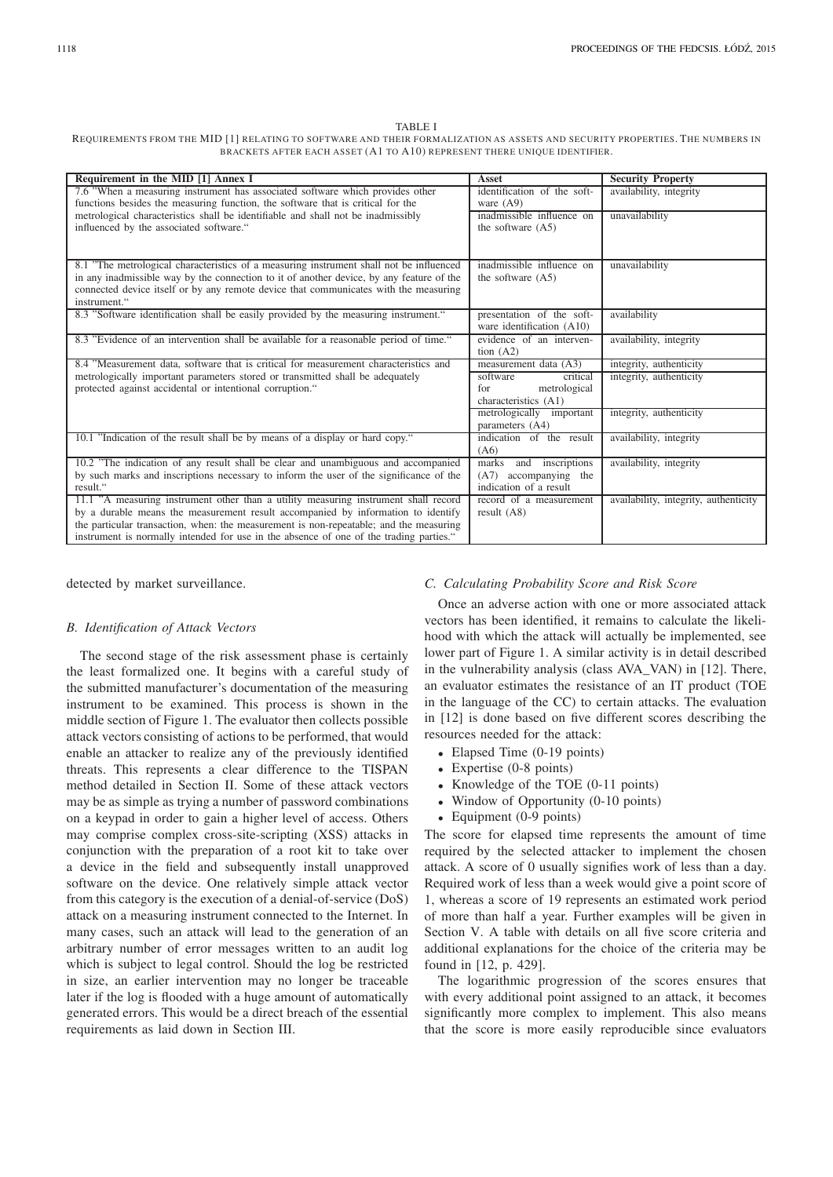TABLE I
REQUIREMENTS FROM THE MID [1] RELATING TO SOFTWARE AND THEIR FORMALIZATION AS ASSETS AND SECURITY PROPERTIES. THE NUMBERS IN BRACKETS AFTER EACH ASSET (A1 TO A10) REPRESENT THERE UNIQUE IDENTIFIER.

| Requirement in the MID [1] Annex I | Asset | Security Property |
|---|---|---|
| 7.6 "When a measuring instrument has associated software which provides other functions besides the measuring function, the software that is critical for the metrological characteristics shall be identifiable and shall not be inadmissibly influenced by the associated software." | identification of the software (A9) | availability, integrity |
| | inadmissible influence on the software (A5) | unavailability |
| 8.1 "The metrological characteristics of a measuring instrument shall not be influenced in any inadmissible way by the connection to it of another device, by any feature of the connected device itself or by any remote device that communicates with the measuring instrument." | inadmissible influence on the software (A5) | unavailability |
| 8.3 "Software identification shall be easily provided by the measuring instrument." | presentation of the software identification (A10) | availability |
| 8.3 "Evidence of an intervention shall be available for a reasonable period of time." | evidence of an intervention (A2) | availability, integrity |
| 8.4 "Measurement data, software that is critical for measurement characteristics and metrologically important parameters stored or transmitted shall be adequately protected against accidental or intentional corruption." | measurement data (A3) | integrity, authenticity |
| | software critical for metrological characteristics (A1) | integrity, authenticity |
| | metrologically important parameters (A4) | integrity, authenticity |
| 10.1 "Indication of the result shall be by means of a display or hard copy." | indication of the result (A6) | availability, integrity |
| 10.2 "The indication of any result shall be clear and unambiguous and accompanied by such marks and inscriptions necessary to inform the user of the significance of the result." | marks and inscriptions (A7) accompanying the indication of a result | availability, integrity |
| 11.1 "A measuring instrument other than a utility measuring instrument shall record by a durable means the measurement result accompanied by information to identify the particular transaction, when: the measurement is non-repeatable; and the measuring instrument is normally intended for use in the absence of one of the trading parties." | record of a measurement result (A8) | availability, integrity, authenticity |

detected by market surveillance.

### B. Identification of Attack Vectors

The second stage of the risk assessment phase is certainly the least formalized one. It begins with a careful study of the submitted manufacturer's documentation of the measuring instrument to be examined. This process is shown in the middle section of Figure 1. The evaluator then collects possible attack vectors consisting of actions to be performed, that would enable an attacker to realize any of the previously identified threats. This represents a clear difference to the TISPAN method detailed in Section II. Some of these attack vectors may be as simple as trying a number of password combinations on a keypad in order to gain a higher level of access. Others may comprise complex cross-site-scripting (XSS) attacks in conjunction with the preparation of a root kit to take over a device in the field and subsequently install unapproved software on the device. One relatively simple attack vector from this category is the execution of a denial-of-service (DoS) attack on a measuring instrument connected to the Internet. In many cases, such an attack will lead to the generation of an arbitrary number of error messages written to an audit log which is subject to legal control. Should the log be restricted in size, an earlier intervention may no longer be traceable later if the log is flooded with a huge amount of automatically generated errors. This would be a direct breach of the essential requirements as laid down in Section III.

### C. Calculating Probability Score and Risk Score

Once an adverse action with one or more associated attack vectors has been identified, it remains to calculate the likelihood with which the attack will actually be implemented, see lower part of Figure 1. A similar activity is in detail described in the vulnerability analysis (class AVA_VAN) in [12]. There, an evaluator estimates the resistance of an IT product (TOE in the language of the CC) to certain attacks. The evaluation in [12] is done based on five different scores describing the resources needed for the attack:

- Elapsed Time (0-19 points)
- Expertise (0-8 points)
- Knowledge of the TOE (0-11 points)
- Window of Opportunity (0-10 points)
- Equipment (0-9 points)

The score for elapsed time represents the amount of time required by the selected attacker to implement the chosen attack. A score of 0 usually signifies work of less than a day. Required work of less than a week would give a point score of 1, whereas a score of 19 represents an estimated work period of more than half a year. Further examples will be given in Section V. A table with details on all five score criteria and additional explanations for the choice of the criteria may be found in [12, p. 429].

The logarithmic progression of the scores ensures that with every additional point assigned to an attack, it becomes significantly more complex to implement. This also means that the score is more easily reproducible since evaluators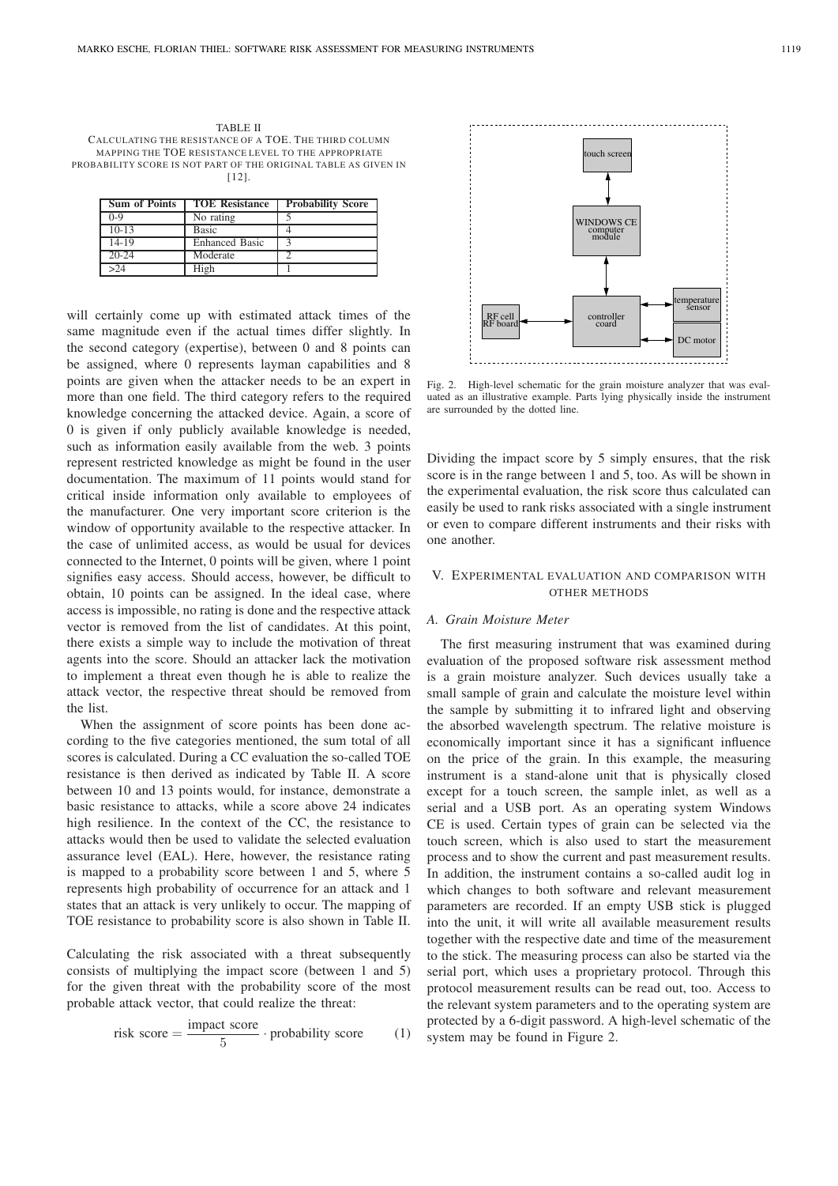TABLE II
CALCULATING THE RESISTANCE OF A TOE. THE THIRD COLUMN MAPPING THE TOE RESISTANCE LEVEL TO THE APPROPRIATE PROBABILITY SCORE IS NOT PART OF THE ORIGINAL TABLE AS GIVEN IN [12].

| Sum of Points | TOE Resistance | Probability Score |
|---|---|---|
| 0-9 | No rating | 5 |
| 10-13 | Basic | 4 |
| 14-19 | Enhanced Basic | 3 |
| 20-24 | Moderate | 2 |
| >24 | High | 1 |

will certainly come up with estimated attack times of the same magnitude even if the actual times differ slightly. In the second category (expertise), between 0 and 8 points can be assigned, where 0 represents layman capabilities and 8 points are given when the attacker needs to be an expert in more than one field. The third category refers to the required knowledge concerning the attacked device. Again, a score of 0 is given if only publicly available knowledge is needed, such as information easily available from the web. 3 points represent restricted knowledge as might be found in the user documentation. The maximum of 11 points would stand for critical inside information only available to employees of the manufacturer. One very important score criterion is the window of opportunity available to the respective attacker. In the case of unlimited access, as would be usual for devices connected to the Internet, 0 points will be given, where 1 point signifies easy access. Should access, however, be difficult to obtain, 10 points can be assigned. In the ideal case, where access is impossible, no rating is done and the respective attack vector is removed from the list of candidates. At this point, there exists a simple way to include the motivation of threat agents into the score. Should an attacker lack the motivation to implement a threat even though he is able to realize the attack vector, the respective threat should be removed from the list.

When the assignment of score points has been done according to the five categories mentioned, the sum total of all scores is calculated. During a CC evaluation the so-called TOE resistance is then derived as indicated by Table II. A score between 10 and 13 points would, for instance, demonstrate a basic resistance to attacks, while a score above 24 indicates high resilience. In the context of the CC, the resistance to attacks would then be used to validate the selected evaluation assurance level (EAL). Here, however, the resistance rating is mapped to a probability score between 1 and 5, where 5 represents high probability of occurrence for an attack and 1 states that an attack is very unlikely to occur. The mapping of TOE resistance to probability score is also shown in Table II.

Calculating the risk associated with a threat subsequently consists of multiplying the impact score (between 1 and 5) for the given threat with the probability score of the most probable attack vector, that could realize the threat:

$$\text{risk score} = \frac{\text{impact score}}{5} \cdot \text{probability score} \qquad (1)$$

Fig. 2. High-level schematic for the grain moisture analyzer that was evaluated as an illustrative example. Parts lying physically inside the instrument are surrounded by the dotted line.

Dividing the impact score by 5 simply ensures, that the risk score is in the range between 1 and 5, too. As will be shown in the experimental evaluation, the risk score thus calculated can easily be used to rank risks associated with a single instrument or even to compare different instruments and their risks with one another.

## V. Experimental Evaluation and Comparison with Other Methods

### A. Grain Moisture Meter

The first measuring instrument that was examined during evaluation of the proposed software risk assessment method is a grain moisture analyzer. Such devices usually take a small sample of grain and calculate the moisture level within the sample by submitting it to infrared light and observing the absorbed wavelength spectrum. The relative moisture is economically important since it has a significant influence on the price of the grain. In this example, the measuring instrument is a stand-alone unit that is physically closed except for a touch screen, the sample inlet, as well as a serial and a USB port. As an operating system Windows CE is used. Certain types of grain can be selected via the touch screen, which is also used to start the measurement process and to show the current and past measurement results. In addition, the instrument contains a so-called audit log in which changes to both software and relevant measurement parameters are recorded. If an empty USB stick is plugged into the unit, it will write all available measurement results together with the respective date and time of the measurement to the stick. The measuring process can also be started via the serial port, which uses a proprietary protocol. Through this protocol measurement results can be read out, too. Access to the relevant system parameters and to the operating system are protected by a 6-digit password. A high-level schematic of the system may be found in Figure 2.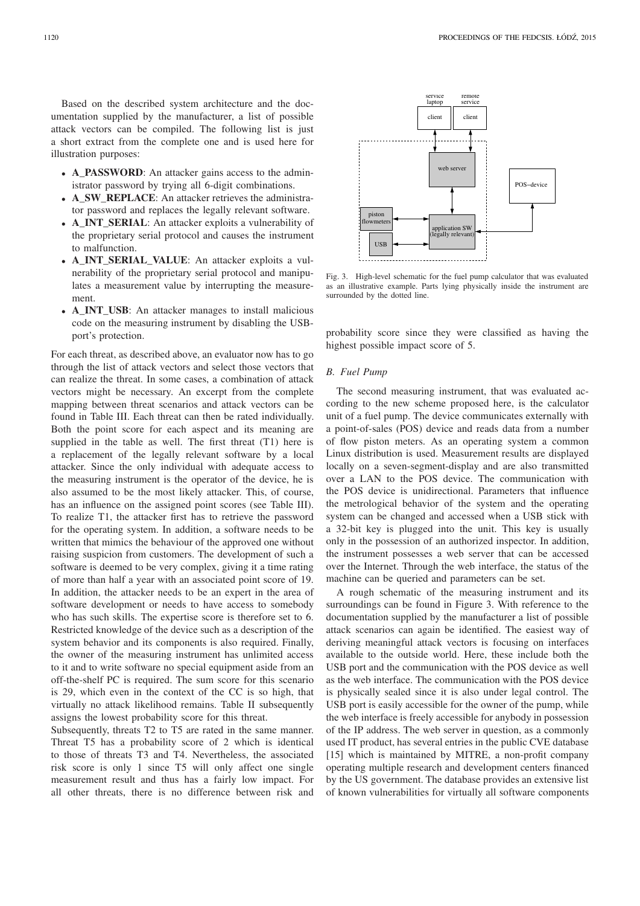Based on the described system architecture and the documentation supplied by the manufacturer, a list of possible attack vectors can be compiled. The following list is just a short extract from the complete one and is used here for illustration purposes:

- **A_PASSWORD**: An attacker gains access to the administrator password by trying all 6-digit combinations.
- **A_SW_REPLACE**: An attacker retrieves the administrator password and replaces the legally relevant software.
- **A_INT_SERIAL**: An attacker exploits a vulnerability of the proprietary serial protocol and causes the instrument to malfunction.
- **A_INT_SERIAL_VALUE**: An attacker exploits a vulnerability of the proprietary serial protocol and manipulates a measurement value by interrupting the measurement.
- **A_INT_USB**: An attacker manages to install malicious code on the measuring instrument by disabling the USB-port's protection.

For each threat, as described above, an evaluator now has to go through the list of attack vectors and select those vectors that can realize the threat. In some cases, a combination of attack vectors might be necessary. An excerpt from the complete mapping between threat scenarios and attack vectors can be found in Table III. Each threat can then be rated individually. Both the point score for each aspect and its meaning are supplied in the table as well. The first threat (T1) here is a replacement of the legally relevant software by a local attacker. Since the only individual with adequate access to the measuring instrument is the operator of the device, he is also assumed to be the most likely attacker. This, of course, has an influence on the assigned point scores (see Table III). To realize T1, the attacker first has to retrieve the password for the operating system. In addition, a software needs to be written that mimics the behaviour of the approved one without raising suspicion from customers. The development of such a software is deemed to be very complex, giving it a time rating of more than half a year with an associated point score of 19. In addition, the attacker needs to be an expert in the area of software development or needs to have access to somebody who has such skills. The expertise score is therefore set to 6. Restricted knowledge of the device such as a description of the system behavior and its components is also required. Finally, the owner of the measuring instrument has unlimited access to it and to write software no special equipment aside from an off-the-shelf PC is required. The sum score for this scenario is 29, which even in the context of the CC is so high, that virtually no attack likelihood remains. Table II subsequently assigns the lowest probability score for this threat.

Subsequently, threats T2 to T5 are rated in the same manner. Threat T5 has a probability score of 2 which is identical to those of threats T3 and T4. Nevertheless, the associated risk score is only 1 since T5 will only affect one single measurement result and thus has a fairly low impact. For all other threats, there is no difference between risk and probability score since they were classified as having the highest possible impact score of 5.

service laptop
remote service
client
client
web server
POS–device
piston flowmeters
application SW (legally relevant)
USB

Fig. 3. High-level schematic for the fuel pump calculator that was evaluated as an illustrative example. Parts lying physically inside the instrument are surrounded by the dotted line.

### *B. Fuel Pump*

The second measuring instrument, that was evaluated according to the new scheme proposed here, is the calculator unit of a fuel pump. The device communicates externally with a point-of-sales (POS) device and reads data from a number of flow piston meters. As an operating system a common Linux distribution is used. Measurement results are displayed locally on a seven-segment-display and are also transmitted over a LAN to the POS device. The communication with the POS device is unidirectional. Parameters that influence the metrological behavior of the system and the operating system can be changed and accessed when a USB stick with a 32-bit key is plugged into the unit. This key is usually only in the possession of an authorized inspector. In addition, the instrument possesses a web server that can be accessed over the Internet. Through the web interface, the status of the machine can be queried and parameters can be set.

A rough schematic of the measuring instrument and its surroundings can be found in Figure 3. With reference to the documentation supplied by the manufacturer a list of possible attack scenarios can again be identified. The easiest way of deriving meaningful attack vectors is focusing on interfaces available to the outside world. Here, these include both the USB port and the communication with the POS device as well as the web interface. The communication with the POS device is physically sealed since it is also under legal control. The USB port is easily accessible for the owner of the pump, while the web interface is freely accessible for anybody in possession of the IP address. The web server in question, as a commonly used IT product, has several entries in the public CVE database [15] which is maintained by MITRE, a non-profit company operating multiple research and development centers financed by the US government. The database provides an extensive list of known vulnerabilities for virtually all software components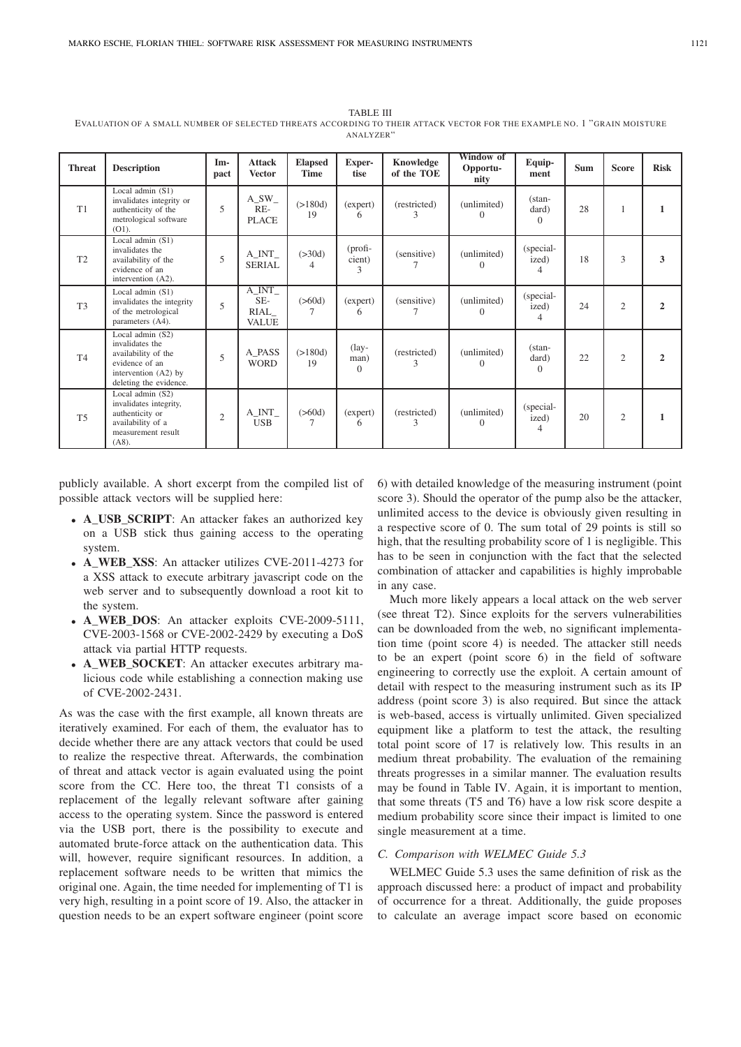TABLE III
EVALUATION OF A SMALL NUMBER OF SELECTED THREATS ACCORDING TO THEIR ATTACK VECTOR FOR THE EXAMPLE NO. 1 "GRAIN MOISTURE ANALYZER"

| Threat | Description | Impact | Attack Vector | Elapsed Time | Expertise | Knowledge of the TOE | Window of Opportunity | Equipment | Sum | Score | Risk |
|---|---|---|---|---|---|---|---|---|---|---|---|
| T1 | Local admin (S1) invalidates integrity or authenticity of the metrological software (O1). | 5 | A_SW_REPLACE | (>180d) 19 | (expert) 6 | (restricted) 3 | (unlimited) 0 | (standard) 0 | 28 | 1 | **1** |
| T2 | Local admin (S1) invalidates the availability of the evidence of an intervention (A2). | 5 | A_INT_SERIAL | (>30d) 4 | (proficient) 3 | (sensitive) 7 | (unlimited) 0 | (specialized) 4 | 18 | 3 | **3** |
| T3 | Local admin (S1) invalidates the integrity of the metrological parameters (A4). | 5 | A_INT_SERIAL_VALUE | (>60d) 7 | (expert) 6 | (sensitive) 7 | (unlimited) 0 | (specialized) 4 | 24 | 2 | **2** |
| T4 | Local admin (S2) invalidates the availability of the evidence of an intervention (A2) by deleting the evidence. | 5 | A_PASSWORD | (>180d) 19 | (layman) 0 | (restricted) 3 | (unlimited) 0 | (standard) 0 | 22 | 2 | **2** |
| T5 | Local admin (S2) invalidates integrity, authenticity or availability of a measurement result (A8). | 2 | A_INT_USB | (>60d) 7 | (expert) 6 | (restricted) 3 | (unlimited) 0 | (specialized) 4 | 20 | 2 | **1** |

publicly available. A short excerpt from the compiled list of possible attack vectors will be supplied here:

- **A_USB_SCRIPT**: An attacker fakes an authorized key on a USB stick thus gaining access to the operating system.
- **A_WEB_XSS**: An attacker utilizes CVE-2011-4273 for a XSS attack to execute arbitrary javascript code on the web server and to subsequently download a root kit to the system.
- **A_WEB_DOS**: An attacker exploits CVE-2009-5111, CVE-2003-1568 or CVE-2002-2429 by executing a DoS attack via partial HTTP requests.
- **A_WEB_SOCKET**: An attacker executes arbitrary malicious code while establishing a connection making use of CVE-2002-2431.

As was the case with the first example, all known threats are iteratively examined. For each of them, the evaluator has to decide whether there are any attack vectors that could be used to realize the respective threat. Afterwards, the combination of threat and attack vector is again evaluated using the point score from the CC. Here too, the threat T1 consists of a replacement of the legally relevant software after gaining access to the operating system. Since the password is entered via the USB port, there is the possibility to execute and automated brute-force attack on the authentication data. This will, however, require significant resources. In addition, a replacement software needs to be written that mimics the original one. Again, the time needed for implementing of T1 is very high, resulting in a point score of 19. Also, the attacker in question needs to be an expert software engineer (point score 6) with detailed knowledge of the measuring instrument (point score 3). Should the operator of the pump also be the attacker, unlimited access to the device is obviously given resulting in a respective score of 0. The sum total of 29 points is still so high, that the resulting probability score of 1 is negligible. This has to be seen in conjunction with the fact that the selected combination of attacker and capabilities is highly improbable in any case.

Much more likely appears a local attack on the web server (see threat T2). Since exploits for the servers vulnerabilities can be downloaded from the web, no significant implementation time (point score 4) is needed. The attacker still needs to be an expert (point score 6) in the field of software engineering to correctly use the exploit. A certain amount of detail with respect to the measuring instrument such as its IP address (point score 3) is also required. But since the attack is web-based, access is virtually unlimited. Given specialized equipment like a platform to test the attack, the resulting total point score of 17 is relatively low. This results in an medium threat probability. The evaluation of the remaining threats progresses in a similar manner. The evaluation results may be found in Table IV. Again, it is important to mention, that some threats (T5 and T6) have a low risk score despite a medium probability score since their impact is limited to one single measurement at a time.

### C. Comparison with WELMEC Guide 5.3

WELMEC Guide 5.3 uses the same definition of risk as the approach discussed here: a product of impact and probability of occurrence for a threat. Additionally, the guide proposes to calculate an average impact score based on economic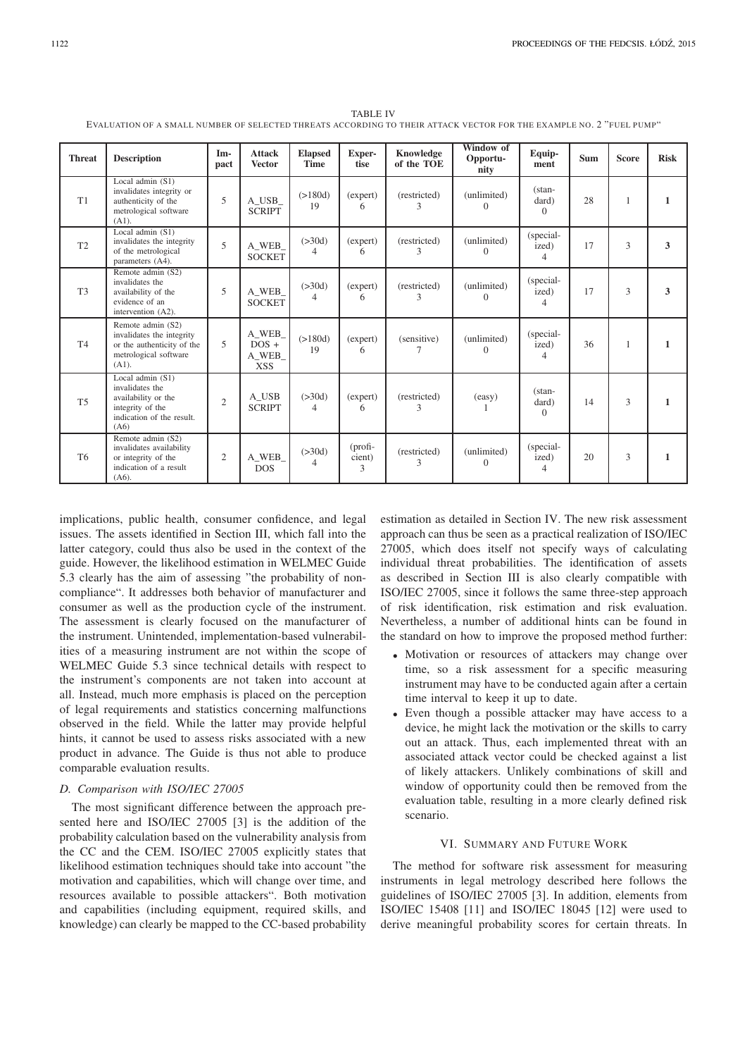TABLE IV
EVALUATION OF A SMALL NUMBER OF SELECTED THREATS ACCORDING TO THEIR ATTACK VECTOR FOR THE EXAMPLE NO. 2 "FUEL PUMP"

| Threat | Description | Impact | Attack Vector | Elapsed Time | Expertise | Knowledge of the TOE | Window of Opportunity | Equipment | Sum | Score | Risk |
|---|---|---|---|---|---|---|---|---|---|---|---|
| T1 | Local admin (S1) invalidates integrity or authenticity of the metrological software (A1). | 5 | A_USB_SCRIPT | (>180d) 19 | (expert) 6 | (restricted) 3 | (unlimited) 0 | (standard) 0 | 28 | 1 | **1** |
| T2 | Local admin (S1) invalidates the integrity of the metrological parameters (A4). | 5 | A_WEB_SOCKET | (>30d) 4 | (expert) 6 | (restricted) 3 | (unlimited) 0 | (specialized) 4 | 17 | 3 | **3** |
| T3 | Remote admin (S2) invalidates the availability of the evidence of an intervention (A2). | 5 | A_WEB_SOCKET | (>30d) 4 | (expert) 6 | (restricted) 3 | (unlimited) 0 | (specialized) 4 | 17 | 3 | **3** |
| T4 | Remote admin (S2) invalidates the integrity or the authenticity of the metrological software (A1). | 5 | A_WEB_DOS + A_WEB_XSS | (>180d) 19 | (expert) 6 | (sensitive) 7 | (unlimited) 0 | (specialized) 4 | 36 | 1 | **1** |
| T5 | Local admin (S1) invalidates the availability or the integrity of the indication of the result. (A6) | 2 | A_USB SCRIPT | (>30d) 4 | (expert) 6 | (restricted) 3 | (easy) 1 | (standard) 0 | 14 | 3 | **1** |
| T6 | Remote admin (S2) invalidates availability or integrity of the indication of a result (A6). | 2 | A_WEB_DOS | (>30d) 4 | (proficient) 3 | (restricted) 3 | (unlimited) 0 | (specialized) 4 | 20 | 3 | **1** |

implications, public health, consumer confidence, and legal issues. The assets identified in Section III, which fall into the latter category, could thus also be used in the context of the guide. However, the likelihood estimation in WELMEC Guide 5.3 clearly has the aim of assessing "the probability of non-compliance". It addresses both behavior of manufacturer and consumer as well as the production cycle of the instrument. The assessment is clearly focused on the manufacturer of the instrument. Unintended, implementation-based vulnerabilities of a measuring instrument are not within the scope of WELMEC Guide 5.3 since technical details with respect to the instrument's components are not taken into account at all. Instead, much more emphasis is placed on the perception of legal requirements and statistics concerning malfunctions observed in the field. While the latter may provide helpful hints, it cannot be used to assess risks associated with a new product in advance. The Guide is thus not able to produce comparable evaluation results.

### D. Comparison with ISO/IEC 27005

The most significant difference between the approach presented here and ISO/IEC 27005 [3] is the addition of the probability calculation based on the vulnerability analysis from the CC and the CEM. ISO/IEC 27005 explicitly states that likelihood estimation techniques should take into account "the motivation and capabilities, which will change over time, and resources available to possible attackers". Both motivation and capabilities (including equipment, required skills, and knowledge) can clearly be mapped to the CC-based probability estimation as detailed in Section IV. The new risk assessment approach can thus be seen as a practical realization of ISO/IEC 27005, which does itself not specify ways of calculating individual threat probabilities. The identification of assets as described in Section III is also clearly compatible with ISO/IEC 27005, since it follows the same three-step approach of risk identification, risk estimation and risk evaluation. Nevertheless, a number of additional hints can be found in the standard on how to improve the proposed method further:

- Motivation or resources of attackers may change over time, so a risk assessment for a specific measuring instrument may have to be conducted again after a certain time interval to keep it up to date.
- Even though a possible attacker may have access to a device, he might lack the motivation or the skills to carry out an attack. Thus, each implemented threat with an associated attack vector could be checked against a list of likely attackers. Unlikely combinations of skill and window of opportunity could then be removed from the evaluation table, resulting in a more clearly defined risk scenario.

## VI. SUMMARY AND FUTURE WORK

The method for software risk assessment for measuring instruments in legal metrology described here follows the guidelines of ISO/IEC 27005 [3]. In addition, elements from ISO/IEC 15408 [11] and ISO/IEC 18045 [12] were used to derive meaningful probability scores for certain threats. In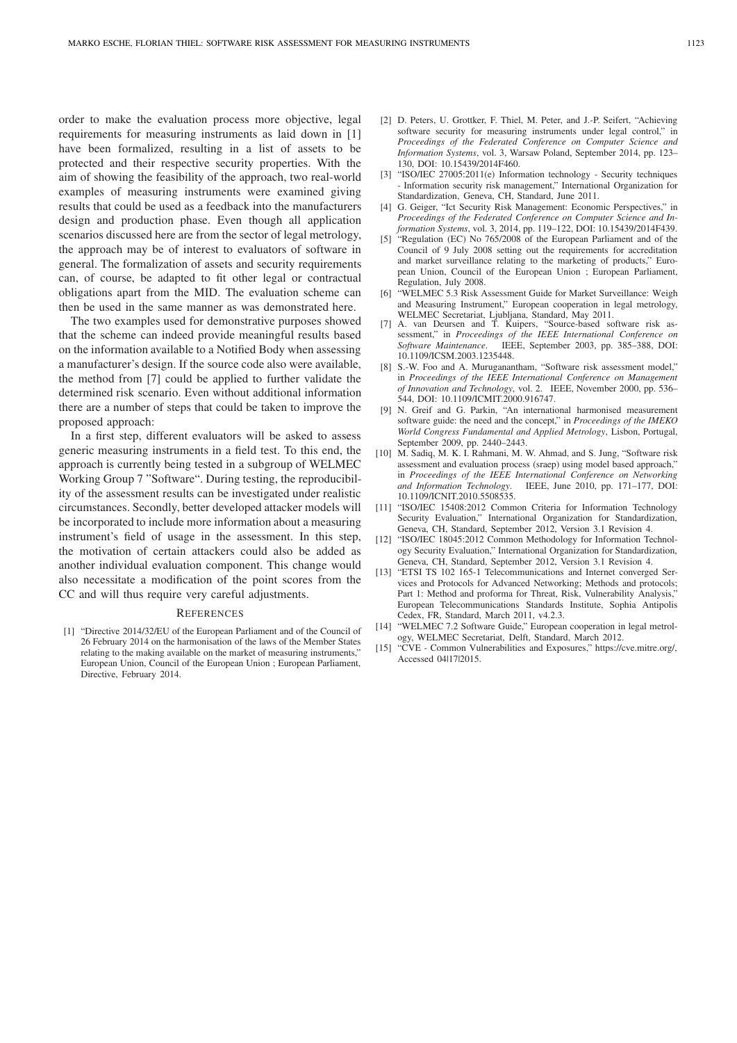order to make the evaluation process more objective, legal requirements for measuring instruments as laid down in [1] have been formalized, resulting in a list of assets to be protected and their respective security properties. With the aim of showing the feasibility of the approach, two real-world examples of measuring instruments were examined giving results that could be used as a feedback into the manufacturers design and production phase. Even though all application scenarios discussed here are from the sector of legal metrology, the approach may be of interest to evaluators of software in general. The formalization of assets and security requirements can, of course, be adapted to fit other legal or contractual obligations apart from the MID. The evaluation scheme can then be used in the same manner as was demonstrated here.

The two examples used for demonstrative purposes showed that the scheme can indeed provide meaningful results based on the information available to a Notified Body when assessing a manufacturer's design. If the source code also were available, the method from [7] could be applied to further validate the determined risk scenario. Even without additional information there are a number of steps that could be taken to improve the proposed approach:

In a first step, different evaluators will be asked to assess generic measuring instruments in a field test. To this end, the approach is currently being tested in a subgroup of WELMEC Working Group 7 "Software". During testing, the reproducibility of the assessment results can be investigated under realistic circumstances. Secondly, better developed attacker models will be incorporated to include more information about a measuring instrument's field of usage in the assessment. In this step, the motivation of certain attackers could also be added as another individual evaluation component. This change would also necessitate a modification of the point scores from the CC and will thus require very careful adjustments.

## References

[1] "Directive 2014/32/EU of the European Parliament and of the Council of 26 February 2014 on the harmonisation of the laws of the Member States relating to the making available on the market of measuring instruments," European Union, Council of the European Union ; European Parliament, Directive, February 2014.

[2] D. Peters, U. Grottker, F. Thiel, M. Peter, and J.-P. Seifert, "Achieving software security for measuring instruments under legal control," in *Proceedings of the Federated Conference on Computer Science and Information Systems*, vol. 3, Warsaw Poland, September 2014, pp. 123–130, DOI: 10.15439/2014F460.

[3] "ISO/IEC 27005:2011(e) Information technology - Security techniques - Information security risk management," International Organization for Standardization, Geneva, CH, Standard, June 2011.

[4] G. Geiger, "Ict Security Risk Management: Economic Perspectives," in *Proceedings of the Federated Conference on Computer Science and Information Systems*, vol. 3, 2014, pp. 119–122, DOI: 10.15439/2014F439.

[5] "Regulation (EC) No 765/2008 of the European Parliament and of the Council of 9 July 2008 setting out the requirements for accreditation and market surveillance relating to the marketing of products," European Union, Council of the European Union ; European Parliament, Regulation, July 2008.

[6] "WELMEC 5.3 Risk Assessment Guide for Market Surveillance: Weigh and Measuring Instrument," European cooperation in legal metrology, WELMEC Secretariat, Ljubljana, Standard, May 2011.

[7] A. van Deursen and T. Kuipers, "Source-based software risk assessment," in *Proceedings of the IEEE International Conference on Software Maintenance*. IEEE, September 2003, pp. 385–388, DOI: 10.1109/ICSM.2003.1235448.

[8] S.-W. Foo and A. Muruganantham, "Software risk assessment model," in *Proceedings of the IEEE International Conference on Management of Innovation and Technology*, vol. 2. IEEE, November 2000, pp. 536–544, DOI: 10.1109/ICMIT.2000.916747.

[9] N. Greif and G. Parkin, "An international harmonised measurement software guide: the need and the concept," in *Proceedings of the IMEKO World Congress Fundamental and Applied Metrology*, Lisbon, Portugal, September 2009, pp. 2440–2443.

[10] M. Sadiq, M. K. I. Rahmani, M. W. Ahmad, and S. Jung, "Software risk assessment and evaluation process (sraep) using model based approach," in *Proceedings of the IEEE International Conference on Networking and Information Technology*. IEEE, June 2010, pp. 171–177, DOI: 10.1109/ICNIT.2010.5508535.

[11] "ISO/IEC 15408:2012 Common Criteria for Information Technology Security Evaluation," International Organization for Standardization, Geneva, CH, Standard, September 2012, Version 3.1 Revision 4.

[12] "ISO/IEC 18045:2012 Common Methodology for Information Technology Security Evaluation," International Organization for Standardization, Geneva, CH, Standard, September 2012, Version 3.1 Revision 4.

[13] "ETSI TS 102 165-1 Telecommunications and Internet converged Services and Protocols for Advanced Networking; Methods and protocols; Part 1: Method and proforma for Threat, Risk, Vulnerability Analysis," European Telecommunications Standards Institute, Sophia Antipolis Cedex, FR, Standard, March 2011, v4.2.3.

[14] "WELMEC 7.2 Software Guide," European cooperation in legal metrology, WELMEC Secretariat, Delft, Standard, March 2012.

[15] "CVE - Common Vulnerabilities and Exposures," https://cve.mitre.org/, Accessed 04|17|2015.